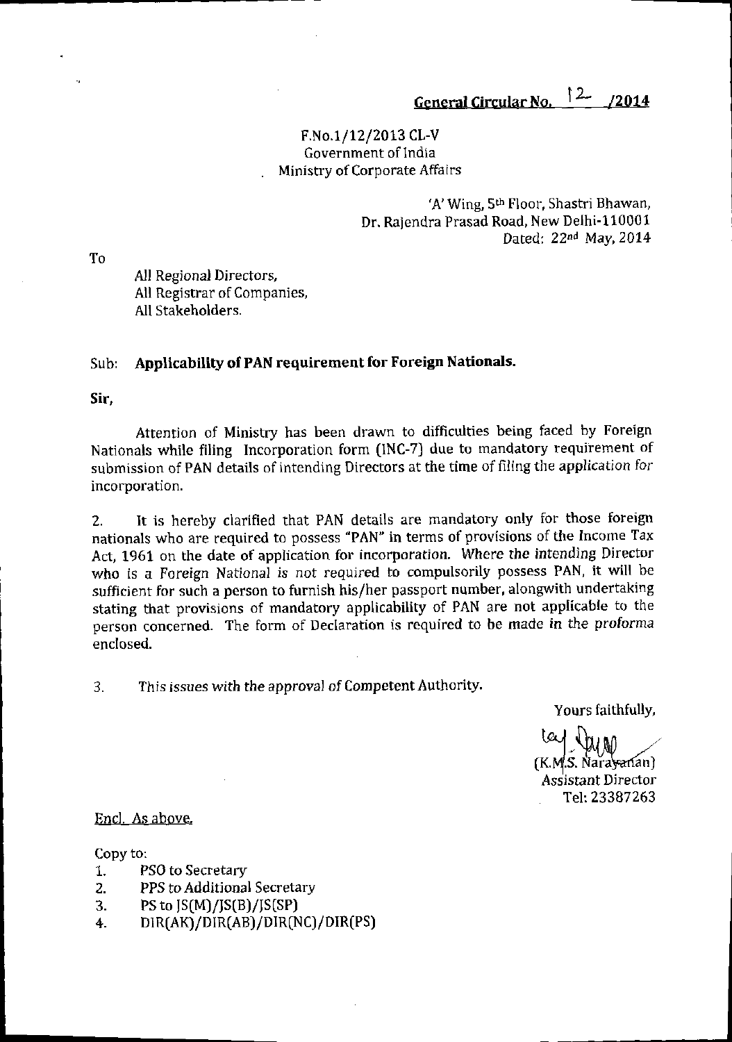**General Circular No. 12 /2014**

F.No.1/12/2013 CL-V
Government of India
Ministry of Corporate Affairs

'A' Wing, 5th Floor, Shastri Bhawan,
Dr. Rajendra Prasad Road, New Delhi-110001
Dated: 22nd May, 2014

To

All Regional Directors,
All Registrar of Companies,
All Stakeholders.

Sub: **Applicability of PAN requirement for Foreign Nationals.**

**Sir,**

Attention of Ministry has been drawn to difficulties being faced by Foreign Nationals while filing Incorporation form (INC-7) due to mandatory requirement of submission of PAN details of intending Directors at the time of filing the application for incorporation.

2. It is hereby clarified that PAN details are mandatory only for those foreign nationals who are required to possess "PAN" in terms of provisions of the Income Tax Act, 1961 on the date of application for incorporation. Where the intending Director who is a Foreign National is not required to compulsorily possess PAN, it will be sufficient for such a person to furnish his/her passport number, alongwith undertaking stating that provisions of mandatory applicability of PAN are not applicable to the person concerned. The form of Declaration is required to be made in the proforma enclosed.

3. This issues with the approval of Competent Authority.

Yours faithfully,

(K.M.S. Narayanan)
Assistant Director
Tel: 23387263

Encl. As above.

Copy to:

1. PSO to Secretary
2. PPS to Additional Secretary
3. PS to JS(M)/JS(B)/JS(SP)
4. DIR(AK)/DIR(AB)/DIR(NC)/DIR(PS)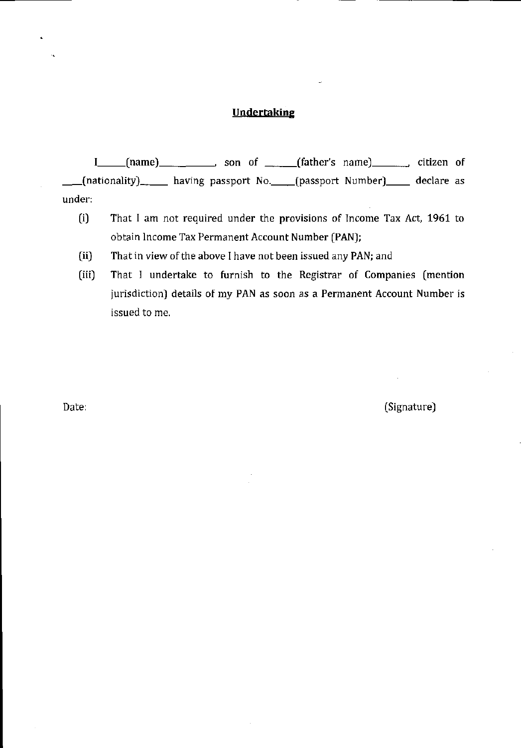**Undertaking**

I\_\_\_\_\_(name)\_\_\_\_\_\_\_\_\_\_, son of \_\_\_\_\_\_(father's name)\_\_\_\_\_\_\_, citizen of \_\_\_\_(nationality)\_\_\_\_\_ having passport No.\_\_\_\_\_(passport Number)\_\_\_\_\_ declare as under:

(i) That I am not required under the provisions of Income Tax Act, 1961 to obtain Income Tax Permanent Account Number (PAN);

(ii) That in view of the above I have not been issued any PAN; and

(iii) That I undertake to furnish to the Registrar of Companies (mention jurisdiction) details of my PAN as soon as a Permanent Account Number is issued to me.

Date: (Signature)